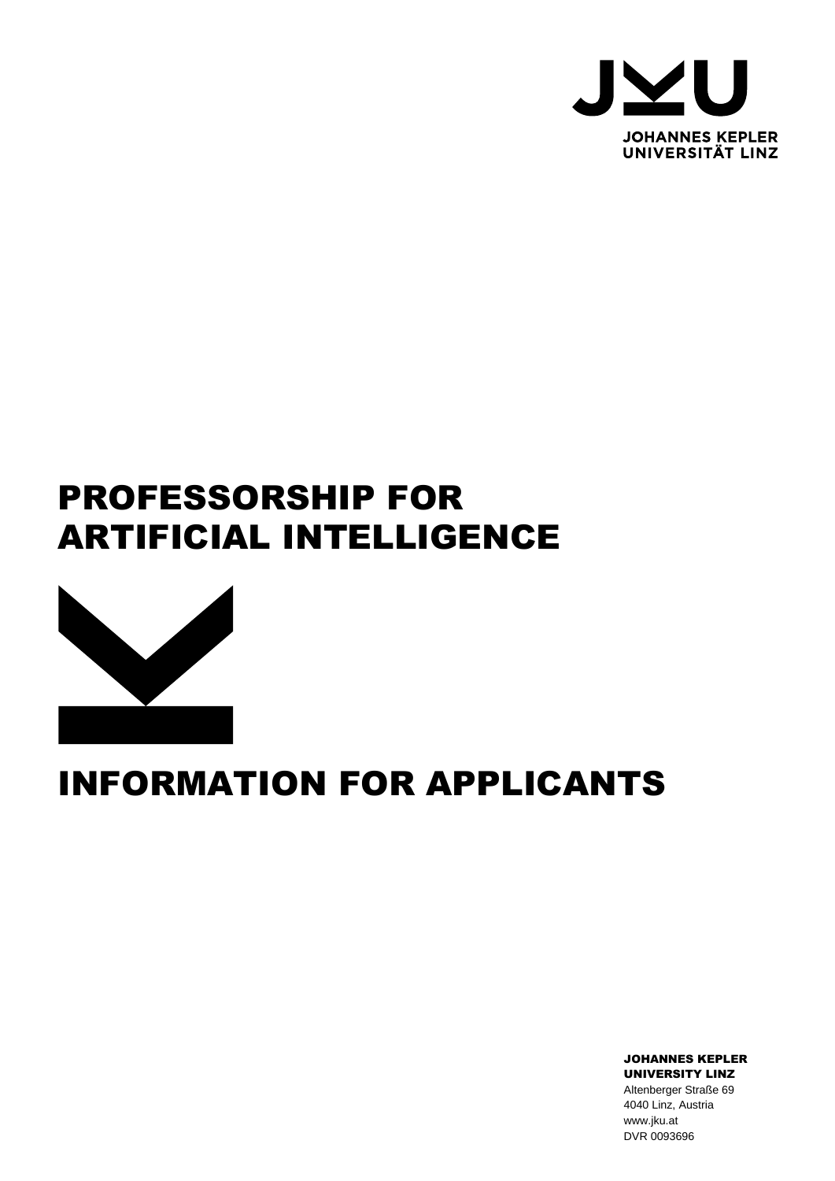JOHANNES KEPLER
UNIVERSITÄT LINZ

# PROFESSORSHIP FOR ARTIFICIAL INTELLIGENCE

# INFORMATION FOR APPLICANTS

**JOHANNES KEPLER UNIVERSITY LINZ**
Altenberger Straße 69
4040 Linz, Austria
www.jku.at
DVR 0093696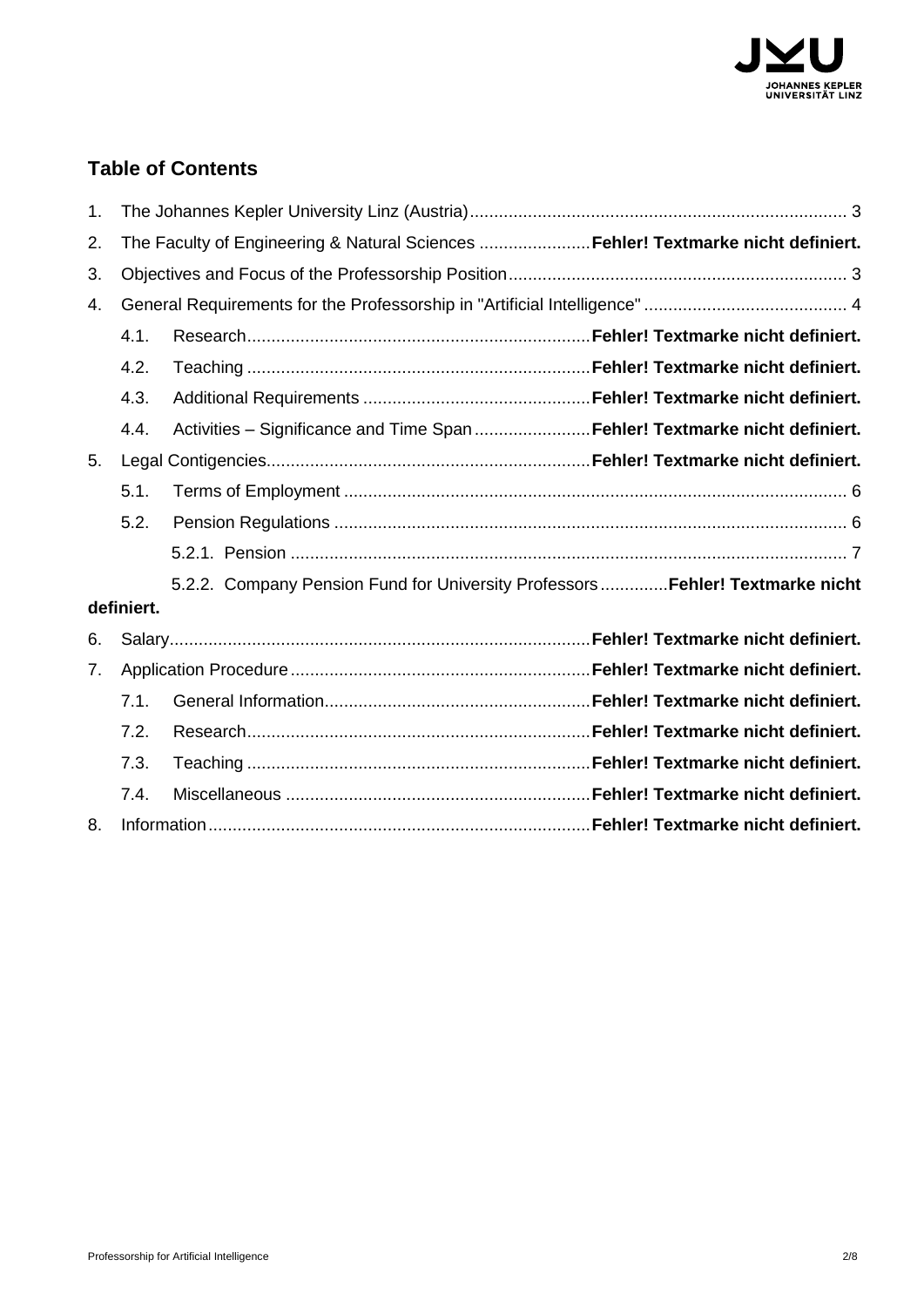## Table of Contents

1. The Johannes Kepler University Linz (Austria) ... 3
2. The Faculty of Engineering & Natural Sciences ... **Fehler! Textmarke nicht definiert.**
3. Objectives and Focus of the Professorship Position ... 3
4. General Requirements for the Professorship in "Artificial Intelligence" ... 4
   - 4.1. Research ... **Fehler! Textmarke nicht definiert.**
   - 4.2. Teaching ... **Fehler! Textmarke nicht definiert.**
   - 4.3. Additional Requirements ... **Fehler! Textmarke nicht definiert.**
   - 4.4. Activities – Significance and Time Span ... **Fehler! Textmarke nicht definiert.**
5. Legal Contigencies ... **Fehler! Textmarke nicht definiert.**
   - 5.1. Terms of Employment ... 6
   - 5.2. Pension Regulations ... 6
     - 5.2.1. Pension ... 7
     - 5.2.2. Company Pension Fund for University Professors ... **Fehler! Textmarke nicht definiert.**
6. Salary ... **Fehler! Textmarke nicht definiert.**
7. Application Procedure ... **Fehler! Textmarke nicht definiert.**
   - 7.1. General Information ... **Fehler! Textmarke nicht definiert.**
   - 7.2. Research ... **Fehler! Textmarke nicht definiert.**
   - 7.3. Teaching ... **Fehler! Textmarke nicht definiert.**
   - 7.4. Miscellaneous ... **Fehler! Textmarke nicht definiert.**
8. Information ... **Fehler! Textmarke nicht definiert.**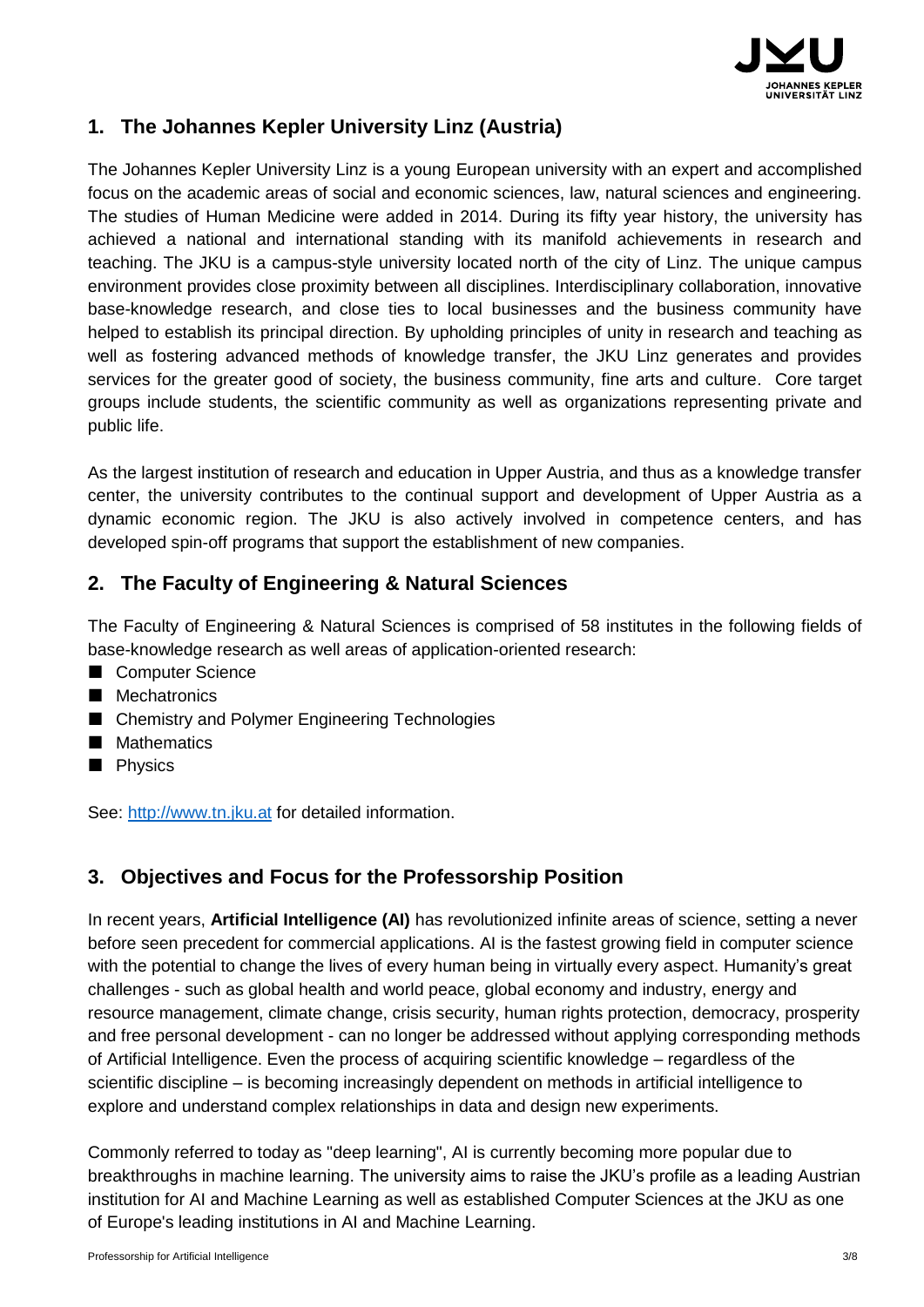## 1. The Johannes Kepler University Linz (Austria)

The Johannes Kepler University Linz is a young European university with an expert and accomplished focus on the academic areas of social and economic sciences, law, natural sciences and engineering. The studies of Human Medicine were added in 2014. During its fifty year history, the university has achieved a national and international standing with its manifold achievements in research and teaching. The JKU is a campus-style university located north of the city of Linz. The unique campus environment provides close proximity between all disciplines. Interdisciplinary collaboration, innovative base-knowledge research, and close ties to local businesses and the business community have helped to establish its principal direction. By upholding principles of unity in research and teaching as well as fostering advanced methods of knowledge transfer, the JKU Linz generates and provides services for the greater good of society, the business community, fine arts and culture. Core target groups include students, the scientific community as well as organizations representing private and public life.

As the largest institution of research and education in Upper Austria, and thus as a knowledge transfer center, the university contributes to the continual support and development of Upper Austria as a dynamic economic region. The JKU is also actively involved in competence centers, and has developed spin-off programs that support the establishment of new companies.

## 2. The Faculty of Engineering & Natural Sciences

The Faculty of Engineering & Natural Sciences is comprised of 58 institutes in the following fields of base-knowledge research as well areas of application-oriented research:

- Computer Science
- Mechatronics
- Chemistry and Polymer Engineering Technologies
- Mathematics
- Physics

See: http://www.tn.jku.at for detailed information.

## 3. Objectives and Focus for the Professorship Position

In recent years, **Artificial Intelligence (AI)** has revolutionized infinite areas of science, setting a never before seen precedent for commercial applications. AI is the fastest growing field in computer science with the potential to change the lives of every human being in virtually every aspect. Humanity's great challenges - such as global health and world peace, global economy and industry, energy and resource management, climate change, crisis security, human rights protection, democracy, prosperity and free personal development - can no longer be addressed without applying corresponding methods of Artificial Intelligence. Even the process of acquiring scientific knowledge – regardless of the scientific discipline – is becoming increasingly dependent on methods in artificial intelligence to explore and understand complex relationships in data and design new experiments.

Commonly referred to today as "deep learning", AI is currently becoming more popular due to breakthroughs in machine learning. The university aims to raise the JKU's profile as a leading Austrian institution for AI and Machine Learning as well as established Computer Sciences at the JKU as one of Europe's leading institutions in AI and Machine Learning.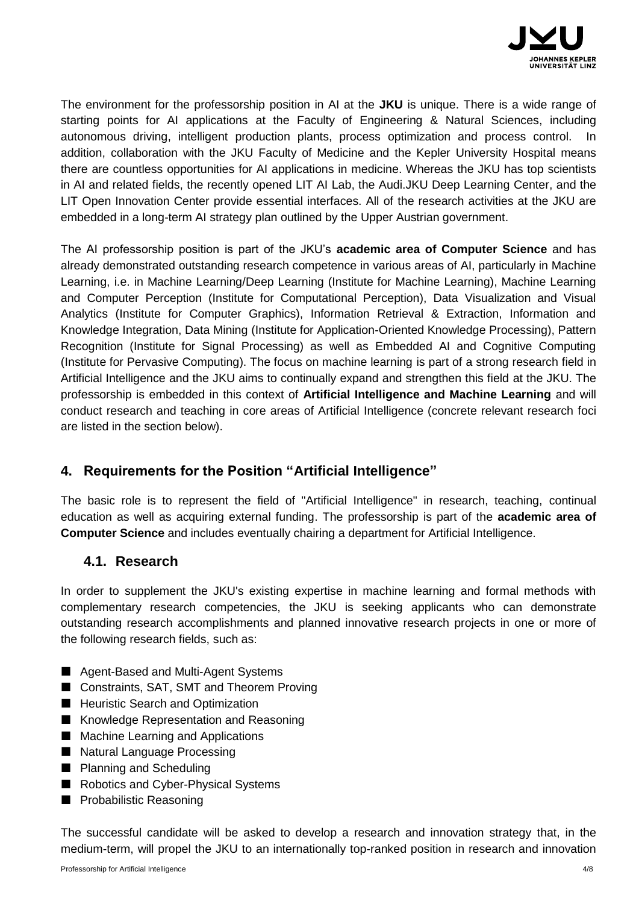The environment for the professorship position in AI at the **JKU** is unique. There is a wide range of starting points for AI applications at the Faculty of Engineering & Natural Sciences, including autonomous driving, intelligent production plants, process optimization and process control. In addition, collaboration with the JKU Faculty of Medicine and the Kepler University Hospital means there are countless opportunities for AI applications in medicine. Whereas the JKU has top scientists in AI and related fields, the recently opened LIT AI Lab, the Audi.JKU Deep Learning Center, and the LIT Open Innovation Center provide essential interfaces. All of the research activities at the JKU are embedded in a long-term AI strategy plan outlined by the Upper Austrian government.

The AI professorship position is part of the JKU's **academic area of Computer Science** and has already demonstrated outstanding research competence in various areas of AI, particularly in Machine Learning, i.e. in Machine Learning/Deep Learning (Institute for Machine Learning), Machine Learning and Computer Perception (Institute for Computational Perception), Data Visualization and Visual Analytics (Institute for Computer Graphics), Information Retrieval & Extraction, Information and Knowledge Integration, Data Mining (Institute for Application-Oriented Knowledge Processing), Pattern Recognition (Institute for Signal Processing) as well as Embedded AI and Cognitive Computing (Institute for Pervasive Computing). The focus on machine learning is part of a strong research field in Artificial Intelligence and the JKU aims to continually expand and strengthen this field at the JKU. The professorship is embedded in this context of **Artificial Intelligence and Machine Learning** and will conduct research and teaching in core areas of Artificial Intelligence (concrete relevant research foci are listed in the section below).

## 4. Requirements for the Position "Artificial Intelligence"

The basic role is to represent the field of "Artificial Intelligence" in research, teaching, continual education as well as acquiring external funding. The professorship is part of the **academic area of Computer Science** and includes eventually chairing a department for Artificial Intelligence.

### 4.1. Research

In order to supplement the JKU's existing expertise in machine learning and formal methods with complementary research competencies, the JKU is seeking applicants who can demonstrate outstanding research accomplishments and planned innovative research projects in one or more of the following research fields, such as:

- Agent-Based and Multi-Agent Systems
- Constraints, SAT, SMT and Theorem Proving
- Heuristic Search and Optimization
- Knowledge Representation and Reasoning
- Machine Learning and Applications
- Natural Language Processing
- Planning and Scheduling
- Robotics and Cyber-Physical Systems
- Probabilistic Reasoning

The successful candidate will be asked to develop a research and innovation strategy that, in the medium-term, will propel the JKU to an internationally top-ranked position in research and innovation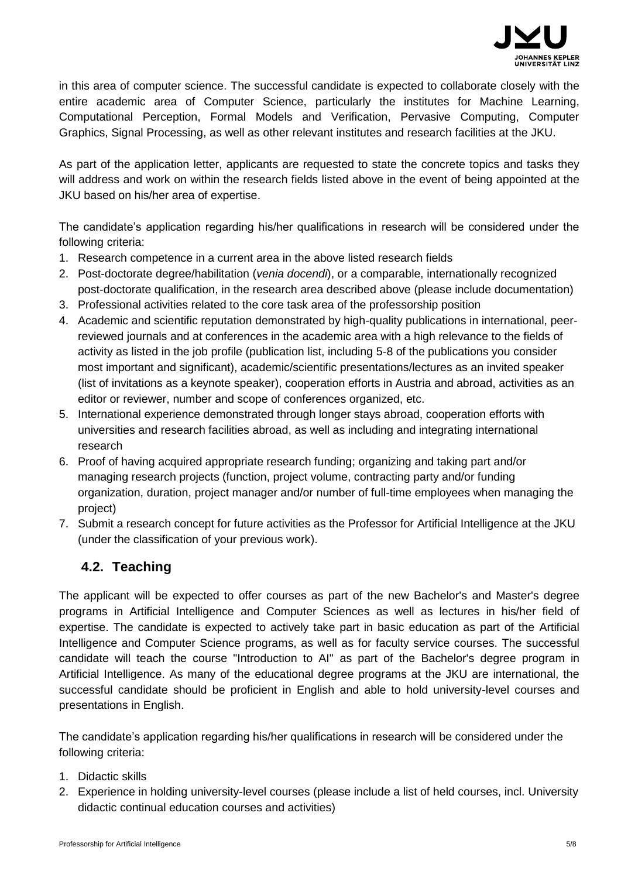in this area of computer science. The successful candidate is expected to collaborate closely with the entire academic area of Computer Science, particularly the institutes for Machine Learning, Computational Perception, Formal Models and Verification, Pervasive Computing, Computer Graphics, Signal Processing, as well as other relevant institutes and research facilities at the JKU.

As part of the application letter, applicants are requested to state the concrete topics and tasks they will address and work on within the research fields listed above in the event of being appointed at the JKU based on his/her area of expertise.

The candidate's application regarding his/her qualifications in research will be considered under the following criteria:

1. Research competence in a current area in the above listed research fields
2. Post-doctorate degree/habilitation (*venia docendi*), or a comparable, internationally recognized post-doctorate qualification, in the research area described above (please include documentation)
3. Professional activities related to the core task area of the professorship position
4. Academic and scientific reputation demonstrated by high-quality publications in international, peer-reviewed journals and at conferences in the academic area with a high relevance to the fields of activity as listed in the job profile (publication list, including 5-8 of the publications you consider most important and significant), academic/scientific presentations/lectures as an invited speaker (list of invitations as a keynote speaker), cooperation efforts in Austria and abroad, activities as an editor or reviewer, number and scope of conferences organized, etc.
5. International experience demonstrated through longer stays abroad, cooperation efforts with universities and research facilities abroad, as well as including and integrating international research
6. Proof of having acquired appropriate research funding; organizing and taking part and/or managing research projects (function, project volume, contracting party and/or funding organization, duration, project manager and/or number of full-time employees when managing the project)
7. Submit a research concept for future activities as the Professor for Artificial Intelligence at the JKU (under the classification of your previous work).

## 4.2. Teaching

The applicant will be expected to offer courses as part of the new Bachelor's and Master's degree programs in Artificial Intelligence and Computer Sciences as well as lectures in his/her field of expertise. The candidate is expected to actively take part in basic education as part of the Artificial Intelligence and Computer Science programs, as well as for faculty service courses. The successful candidate will teach the course "Introduction to AI" as part of the Bachelor's degree program in Artificial Intelligence. As many of the educational degree programs at the JKU are international, the successful candidate should be proficient in English and able to hold university-level courses and presentations in English.

The candidate's application regarding his/her qualifications in research will be considered under the following criteria:

1. Didactic skills
2. Experience in holding university-level courses (please include a list of held courses, incl. University didactic continual education courses and activities)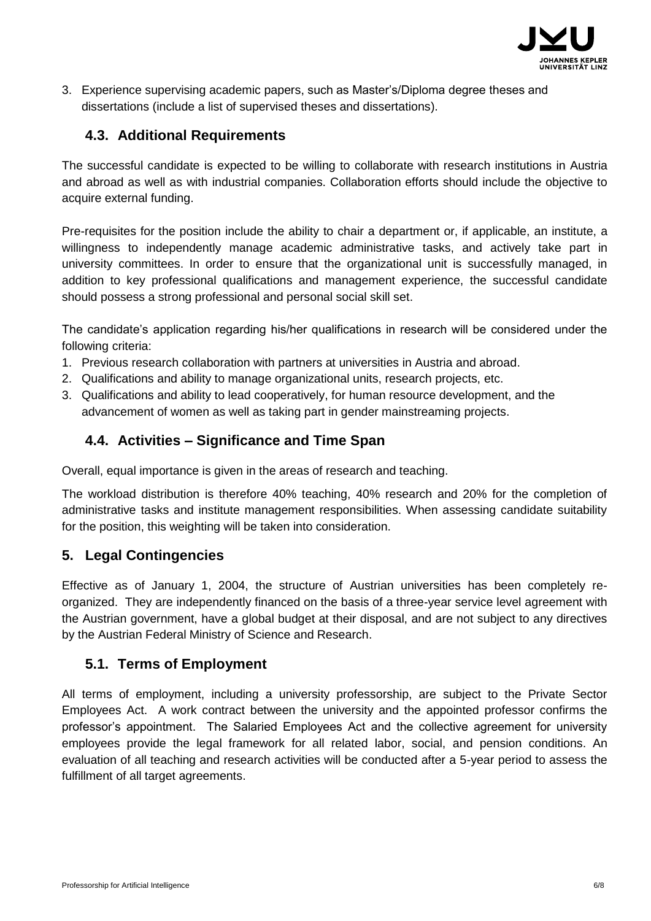3. Experience supervising academic papers, such as Master's/Diploma degree theses and dissertations (include a list of supervised theses and dissertations).

### 4.3. Additional Requirements

The successful candidate is expected to be willing to collaborate with research institutions in Austria and abroad as well as with industrial companies. Collaboration efforts should include the objective to acquire external funding.

Pre-requisites for the position include the ability to chair a department or, if applicable, an institute, a willingness to independently manage academic administrative tasks, and actively take part in university committees. In order to ensure that the organizational unit is successfully managed, in addition to key professional qualifications and management experience, the successful candidate should possess a strong professional and personal social skill set.

The candidate's application regarding his/her qualifications in research will be considered under the following criteria:

1. Previous research collaboration with partners at universities in Austria and abroad.
2. Qualifications and ability to manage organizational units, research projects, etc.
3. Qualifications and ability to lead cooperatively, for human resource development, and the advancement of women as well as taking part in gender mainstreaming projects.

### 4.4. Activities – Significance and Time Span

Overall, equal importance is given in the areas of research and teaching.

The workload distribution is therefore 40% teaching, 40% research and 20% for the completion of administrative tasks and institute management responsibilities. When assessing candidate suitability for the position, this weighting will be taken into consideration.

## 5. Legal Contingencies

Effective as of January 1, 2004, the structure of Austrian universities has been completely re-organized. They are independently financed on the basis of a three-year service level agreement with the Austrian government, have a global budget at their disposal, and are not subject to any directives by the Austrian Federal Ministry of Science and Research.

### 5.1. Terms of Employment

All terms of employment, including a university professorship, are subject to the Private Sector Employees Act. A work contract between the university and the appointed professor confirms the professor's appointment. The Salaried Employees Act and the collective agreement for university employees provide the legal framework for all related labor, social, and pension conditions. An evaluation of all teaching and research activities will be conducted after a 5-year period to assess the fulfillment of all target agreements.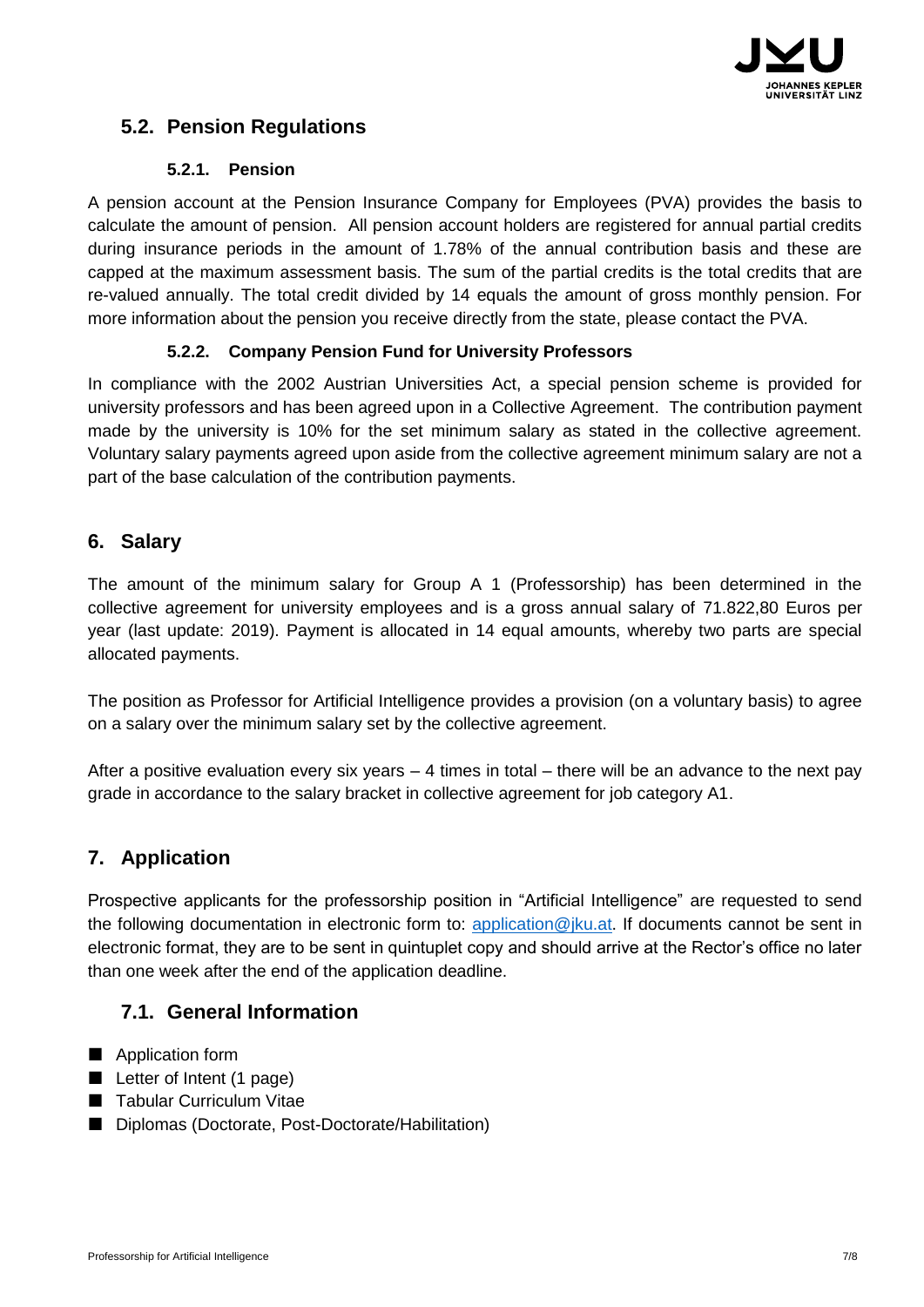## 5.2. Pension Regulations

### 5.2.1. Pension

A pension account at the Pension Insurance Company for Employees (PVA) provides the basis to calculate the amount of pension. All pension account holders are registered for annual partial credits during insurance periods in the amount of 1.78% of the annual contribution basis and these are capped at the maximum assessment basis. The sum of the partial credits is the total credits that are re-valued annually. The total credit divided by 14 equals the amount of gross monthly pension. For more information about the pension you receive directly from the state, please contact the PVA.

### 5.2.2. Company Pension Fund for University Professors

In compliance with the 2002 Austrian Universities Act, a special pension scheme is provided for university professors and has been agreed upon in a Collective Agreement. The contribution payment made by the university is 10% for the set minimum salary as stated in the collective agreement. Voluntary salary payments agreed upon aside from the collective agreement minimum salary are not a part of the base calculation of the contribution payments.

# 6. Salary

The amount of the minimum salary for Group A 1 (Professorship) has been determined in the collective agreement for university employees and is a gross annual salary of 71.822,80 Euros per year (last update: 2019). Payment is allocated in 14 equal amounts, whereby two parts are special allocated payments.

The position as Professor for Artificial Intelligence provides a provision (on a voluntary basis) to agree on a salary over the minimum salary set by the collective agreement.

After a positive evaluation every six years – 4 times in total – there will be an advance to the next pay grade in accordance to the salary bracket in collective agreement for job category A1.

# 7. Application

Prospective applicants for the professorship position in “Artificial Intelligence” are requested to send the following documentation in electronic form to: application@jku.at. If documents cannot be sent in electronic format, they are to be sent in quintuplet copy and should arrive at the Rector’s office no later than one week after the end of the application deadline.

## 7.1. General Information

- Application form
- Letter of Intent (1 page)
- Tabular Curriculum Vitae
- Diplomas (Doctorate, Post-Doctorate/Habilitation)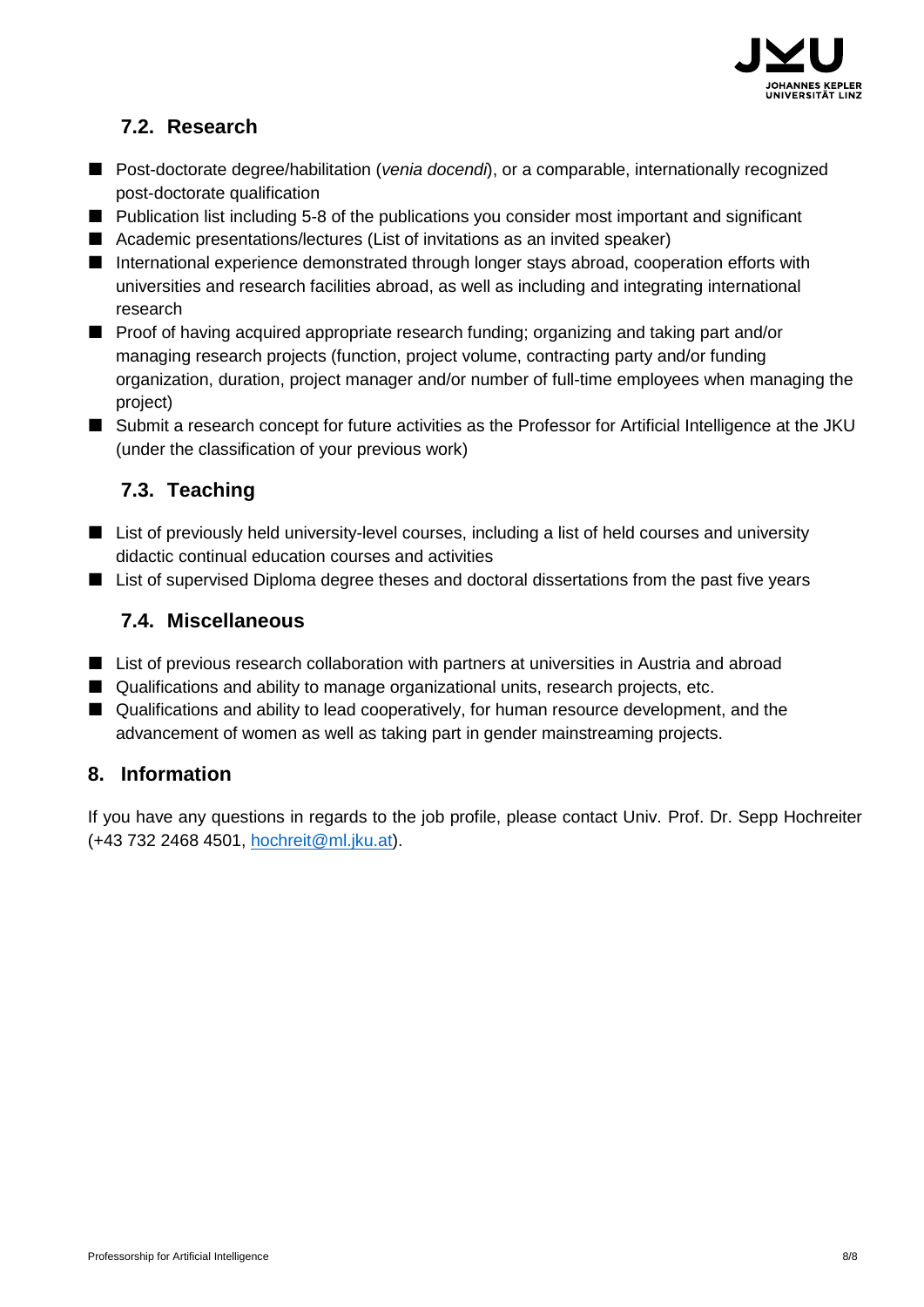### 7.2. Research

- Post-doctorate degree/habilitation (*venia docendi*), or a comparable, internationally recognized post-doctorate qualification
- Publication list including 5-8 of the publications you consider most important and significant
- Academic presentations/lectures (List of invitations as an invited speaker)
- International experience demonstrated through longer stays abroad, cooperation efforts with universities and research facilities abroad, as well as including and integrating international research
- Proof of having acquired appropriate research funding; organizing and taking part and/or managing research projects (function, project volume, contracting party and/or funding organization, duration, project manager and/or number of full-time employees when managing the project)
- Submit a research concept for future activities as the Professor for Artificial Intelligence at the JKU (under the classification of your previous work)

### 7.3. Teaching

- List of previously held university-level courses, including a list of held courses and university didactic continual education courses and activities
- List of supervised Diploma degree theses and doctoral dissertations from the past five years

### 7.4. Miscellaneous

- List of previous research collaboration with partners at universities in Austria and abroad
- Qualifications and ability to manage organizational units, research projects, etc.
- Qualifications and ability to lead cooperatively, for human resource development, and the advancement of women as well as taking part in gender mainstreaming projects.

## 8. Information

If you have any questions in regards to the job profile, please contact Univ. Prof. Dr. Sepp Hochreiter (+43 732 2468 4501, hochreit@ml.jku.at).